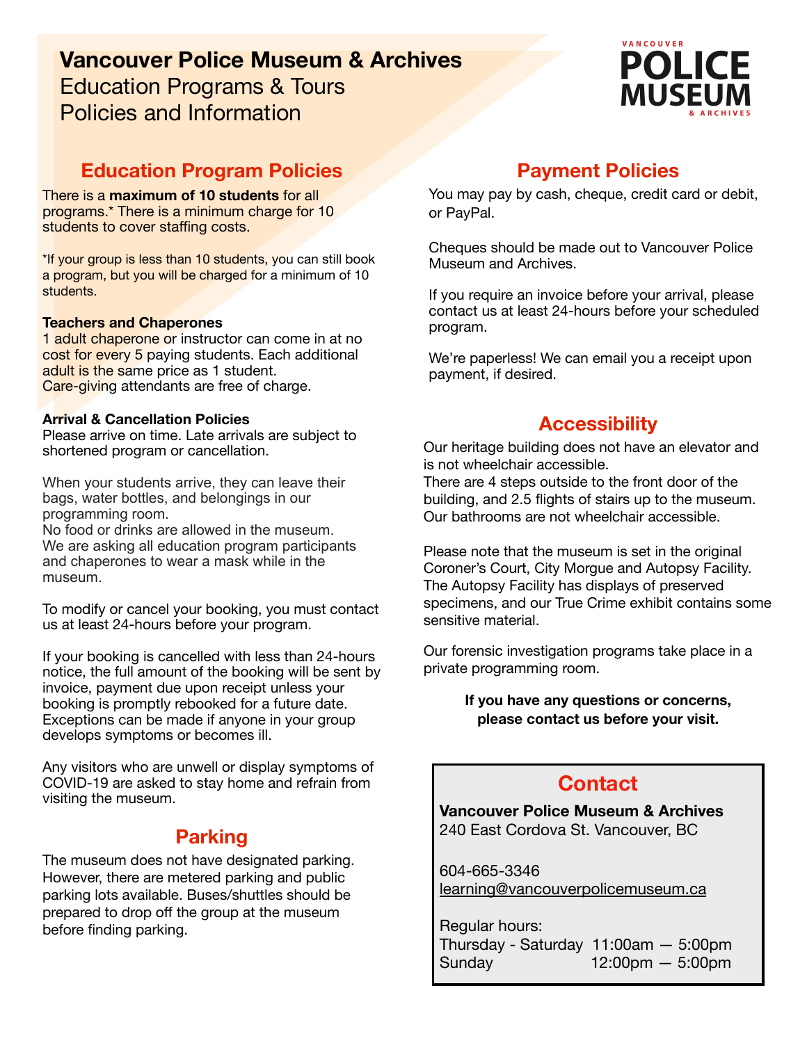# Vancouver Police Museum & Archives
Education Programs & Tours
Policies and Information

## Education Program Policies

There is a **maximum of 10 students** for all programs.* There is a minimum charge for 10 students to cover staffing costs.

*If your group is less than 10 students, you can still book a program, but you will be charged for a minimum of 10 students.

**Teachers and Chaperones**
1 adult chaperone or instructor can come in at no cost for every 5 paying students. Each additional adult is the same price as 1 student.
Care-giving attendants are free of charge.

**Arrival & Cancellation Policies**
Please arrive on time. Late arrivals are subject to shortened program or cancellation.

When your students arrive, they can leave their bags, water bottles, and belongings in our programming room.
No food or drinks are allowed in the museum.
We are asking all education program participants and chaperones to wear a mask while in the museum.

To modify or cancel your booking, you must contact us at least 24-hours before your program.

If your booking is cancelled with less than 24-hours notice, the full amount of the booking will be sent by invoice, payment due upon receipt unless your booking is promptly rebooked for a future date. Exceptions can be made if anyone in your group develops symptoms or becomes ill.

Any visitors who are unwell or display symptoms of COVID-19 are asked to stay home and refrain from visiting the museum.

## Parking

The museum does not have designated parking. However, there are metered parking and public parking lots available. Buses/shuttles should be prepared to drop off the group at the museum before finding parking.

## Payment Policies

You may pay by cash, cheque, credit card or debit, or PayPal.

Cheques should be made out to Vancouver Police Museum and Archives.

If you require an invoice before your arrival, please contact us at least 24-hours before your scheduled program.

We're paperless! We can email you a receipt upon payment, if desired.

## Accessibility

Our heritage building does not have an elevator and is not wheelchair accessible.
There are 4 steps outside to the front door of the building, and 2.5 flights of stairs up to the museum.
Our bathrooms are not wheelchair accessible.

Please note that the museum is set in the original Coroner's Court, City Morgue and Autopsy Facility. The Autopsy Facility has displays of preserved specimens, and our True Crime exhibit contains some sensitive material.

Our forensic investigation programs take place in a private programming room.

**If you have any questions or concerns, please contact us before your visit.**

## Contact

**Vancouver Police Museum & Archives**
240 East Cordova St. Vancouver, BC

604-665-3346
learning@vancouverpolicemuseum.ca

Regular hours:

| | |
|---|---|
| Thursday - Saturday | 11:00am — 5:00pm |
| Sunday | 12:00pm — 5:00pm |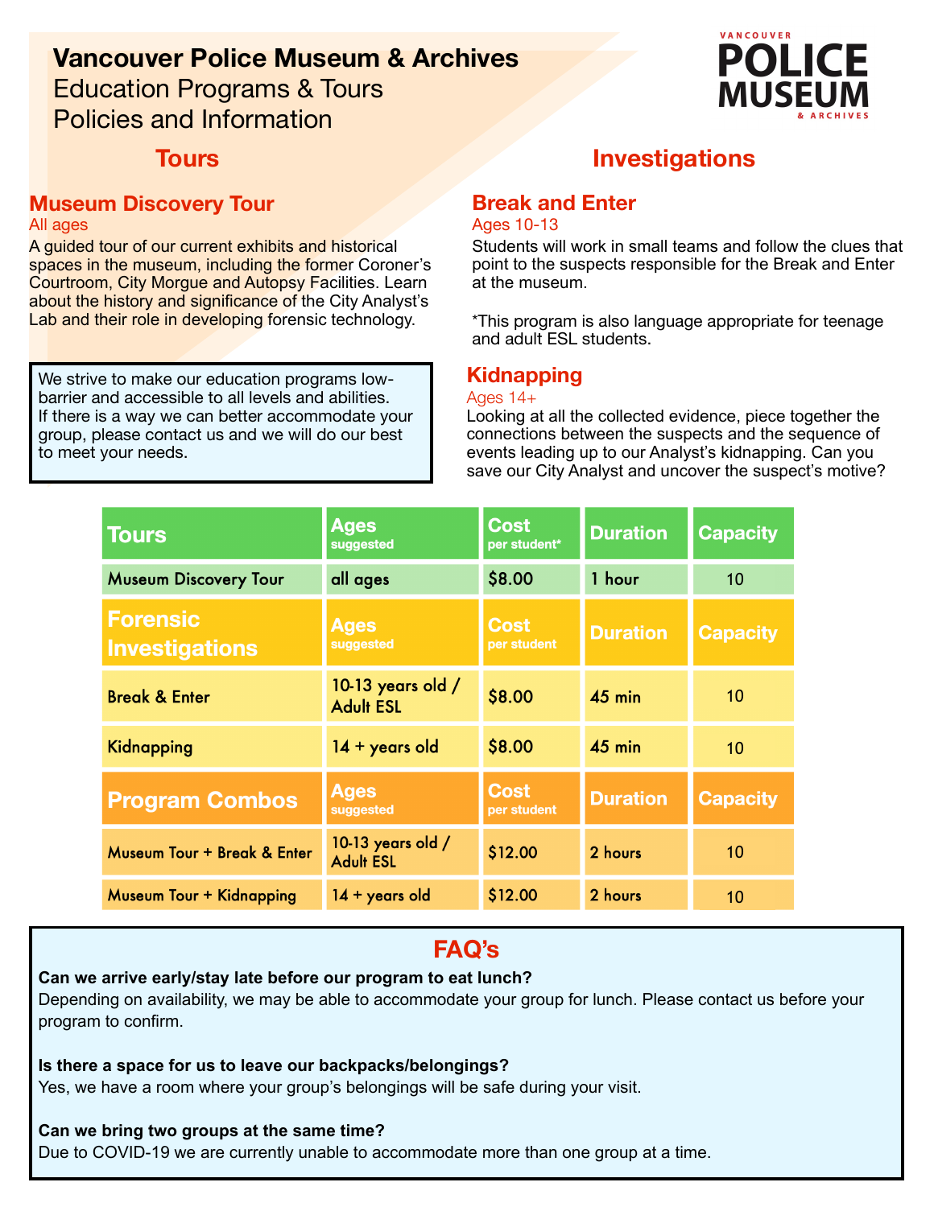# Vancouver Police Museum & Archives

Education Programs & Tours
Policies and Information

VANCOUVER POLICE MUSEUM & ARCHIVES

## Tours

### Museum Discovery Tour

All ages

A guided tour of our current exhibits and historical spaces in the museum, including the former Coroner's Courtroom, City Morgue and Autopsy Facilities. Learn about the history and significance of the City Analyst's Lab and their role in developing forensic technology.

We strive to make our education programs low-barrier and accessible to all levels and abilities. If there is a way we can better accommodate your group, please contact us and we will do our best to meet your needs.

## Investigations

### Break and Enter

Ages 10-13

Students will work in small teams and follow the clues that point to the suspects responsible for the Break and Enter at the museum.

*This program is also language appropriate for teenage and adult ESL students.

### Kidnapping

Ages 14+

Looking at all the collected evidence, piece together the connections between the suspects and the sequence of events leading up to our Analyst's kidnapping. Can you save our City Analyst and uncover the suspect's motive?

| Tours | Ages suggested | Cost per student* | Duration | Capacity |
|---|---|---|---|---|
| Museum Discovery Tour | all ages | $8.00 | 1 hour | 10 |
| **Forensic Investigations** | **Ages suggested** | **Cost per student** | **Duration** | **Capacity** |
| Break & Enter | 10-13 years old / Adult ESL | $8.00 | 45 min | 10 |
| Kidnapping | 14 + years old | $8.00 | 45 min | 10 |
| **Program Combos** | **Ages suggested** | **Cost per student** | **Duration** | **Capacity** |
| Museum Tour + Break & Enter | 10-13 years old / Adult ESL | $12.00 | 2 hours | 10 |
| Museum Tour + Kidnapping | 14 + years old | $12.00 | 2 hours | 10 |

## FAQ's

**Can we arrive early/stay late before our program to eat lunch?**
Depending on availability, we may be able to accommodate your group for lunch. Please contact us before your program to confirm.

**Is there a space for us to leave our backpacks/belongings?**
Yes, we have a room where your group's belongings will be safe during your visit.

**Can we bring two groups at the same time?**
Due to COVID-19 we are currently unable to accommodate more than one group at a time.